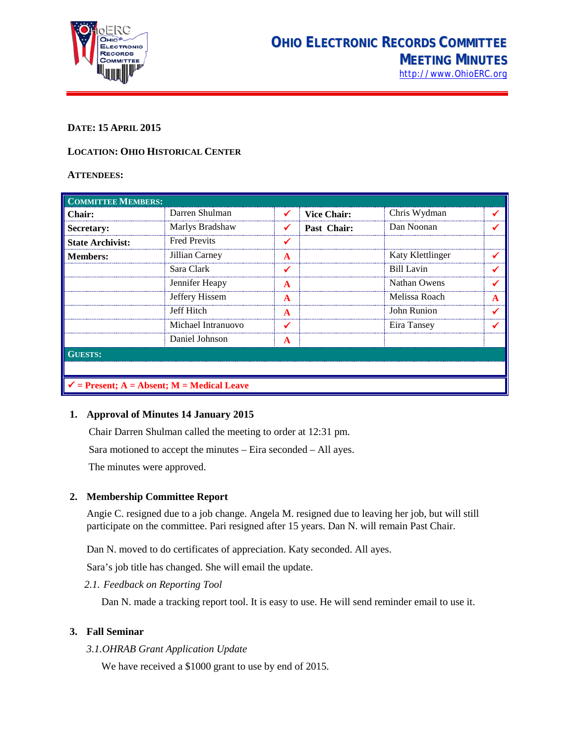# OHIO ELECTRONIC RECORDS COMMITTEE MEETING MINUTES

http://www.OhioERC.org

**DATE: 15 APRIL 2015**

**LOCATION: OHIO HISTORICAL CENTER**

**ATTENDEES:**

| COMMITTEE MEMBERS: | | | | | |
|---|---|---|---|---|---|
| **Chair:** | Darren Shulman | ✓ | **Vice Chair:** | Chris Wydman | ✓ |
| **Secretary:** | Marlys Bradshaw | ✓ | **Past Chair:** | Dan Noonan | ✓ |
| **State Archivist:** | Fred Previts | ✓ | | | |
| **Members:** | Jillian Carney | A | | Katy Klettlinger | ✓ |
| | Sara Clark | ✓ | | Bill Lavin | ✓ |
| | Jennifer Heapy | A | | Nathan Owens | ✓ |
| | Jeffery Hissem | A | | Melissa Roach | A |
| | Jeff Hitch | A | | John Runion | ✓ |
| | Michael Intranuovo | ✓ | | Eira Tansey | ✓ |
| | Daniel Johnson | A | | | |
| **GUESTS:** | | | | | |
| | | | | | |
| ✓ = Present; A = Absent; M = Medical Leave | | | | | |

1. **Approval of Minutes 14 January 2015**

   Chair Darren Shulman called the meeting to order at 12:31 pm.

   Sara motioned to accept the minutes – Eira seconded – All ayes.

   The minutes were approved.

2. **Membership Committee Report**

   Angie C. resigned due to a job change. Angela M. resigned due to leaving her job, but will still participate on the committee. Pari resigned after 15 years. Dan N. will remain Past Chair.

   Dan N. moved to do certificates of appreciation. Katy seconded. All ayes.

   Sara's job title has changed. She will email the update.

   2.1. *Feedback on Reporting Tool*

   Dan N. made a tracking report tool. It is easy to use. He will send reminder email to use it.

3. **Fall Seminar**

   3.1. *OHRAB Grant Application Update*

   We have received a $1000 grant to use by end of 2015.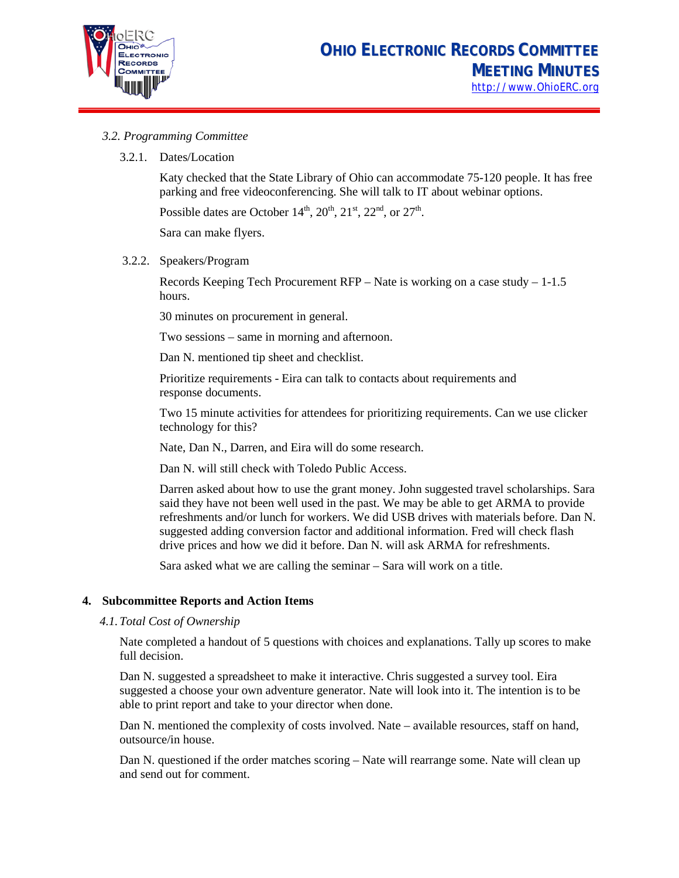*3.2. Programming Committee*

3.2.1. Dates/Location

Katy checked that the State Library of Ohio can accommodate 75-120 people. It has free parking and free videoconferencing. She will talk to IT about webinar options.

Possible dates are October 14th, 20th, 21st, 22nd, or 27th.

Sara can make flyers.

3.2.2. Speakers/Program

Records Keeping Tech Procurement RFP – Nate is working on a case study – 1-1.5 hours.

30 minutes on procurement in general.

Two sessions – same in morning and afternoon.

Dan N. mentioned tip sheet and checklist.

Prioritize requirements - Eira can talk to contacts about requirements and response documents.

Two 15 minute activities for attendees for prioritizing requirements. Can we use clicker technology for this?

Nate, Dan N., Darren, and Eira will do some research.

Dan N. will still check with Toledo Public Access.

Darren asked about how to use the grant money. John suggested travel scholarships. Sara said they have not been well used in the past. We may be able to get ARMA to provide refreshments and/or lunch for workers. We did USB drives with materials before. Dan N. suggested adding conversion factor and additional information. Fred will check flash drive prices and how we did it before. Dan N. will ask ARMA for refreshments.

Sara asked what we are calling the seminar – Sara will work on a title.

**4. Subcommittee Reports and Action Items**

*4.1. Total Cost of Ownership*

Nate completed a handout of 5 questions with choices and explanations. Tally up scores to make full decision.

Dan N. suggested a spreadsheet to make it interactive. Chris suggested a survey tool. Eira suggested a choose your own adventure generator. Nate will look into it. The intention is to be able to print report and take to your director when done.

Dan N. mentioned the complexity of costs involved. Nate – available resources, staff on hand, outsource/in house.

Dan N. questioned if the order matches scoring – Nate will rearrange some. Nate will clean up and send out for comment.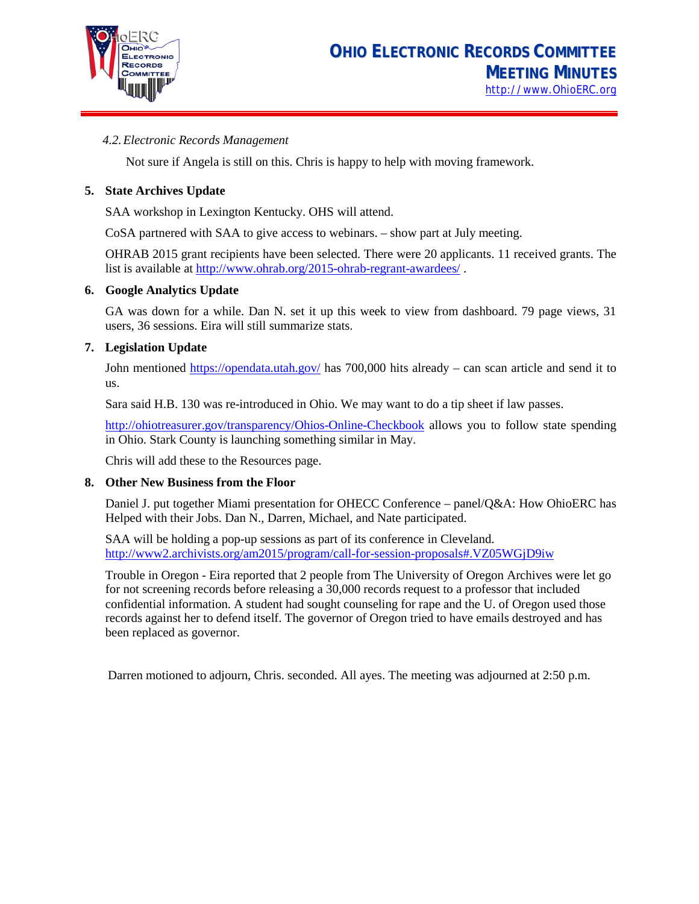*4.2. Electronic Records Management*

Not sure if Angela is still on this. Chris is happy to help with moving framework.

**5. State Archives Update**

SAA workshop in Lexington Kentucky. OHS will attend.

CoSA partnered with SAA to give access to webinars. – show part at July meeting.

OHRAB 2015 grant recipients have been selected. There were 20 applicants. 11 received grants. The list is available at http://www.ohrab.org/2015-ohrab-regrant-awardees/ .

**6. Google Analytics Update**

GA was down for a while. Dan N. set it up this week to view from dashboard. 79 page views, 31 users, 36 sessions. Eira will still summarize stats.

**7. Legislation Update**

John mentioned https://opendata.utah.gov/ has 700,000 hits already – can scan article and send it to us.

Sara said H.B. 130 was re-introduced in Ohio. We may want to do a tip sheet if law passes.

http://ohiotreasurer.gov/transparency/Ohios-Online-Checkbook allows you to follow state spending in Ohio. Stark County is launching something similar in May.

Chris will add these to the Resources page.

**8. Other New Business from the Floor**

Daniel J. put together Miami presentation for OHECC Conference – panel/Q&A: How OhioERC has Helped with their Jobs. Dan N., Darren, Michael, and Nate participated.

SAA will be holding a pop-up sessions as part of its conference in Cleveland. http://www2.archivists.org/am2015/program/call-for-session-proposals#.VZ05WGjD9iw

Trouble in Oregon - Eira reported that 2 people from The University of Oregon Archives were let go for not screening records before releasing a 30,000 records request to a professor that included confidential information. A student had sought counseling for rape and the U. of Oregon used those records against her to defend itself. The governor of Oregon tried to have emails destroyed and has been replaced as governor.

Darren motioned to adjourn, Chris. seconded. All ayes. The meeting was adjourned at 2:50 p.m.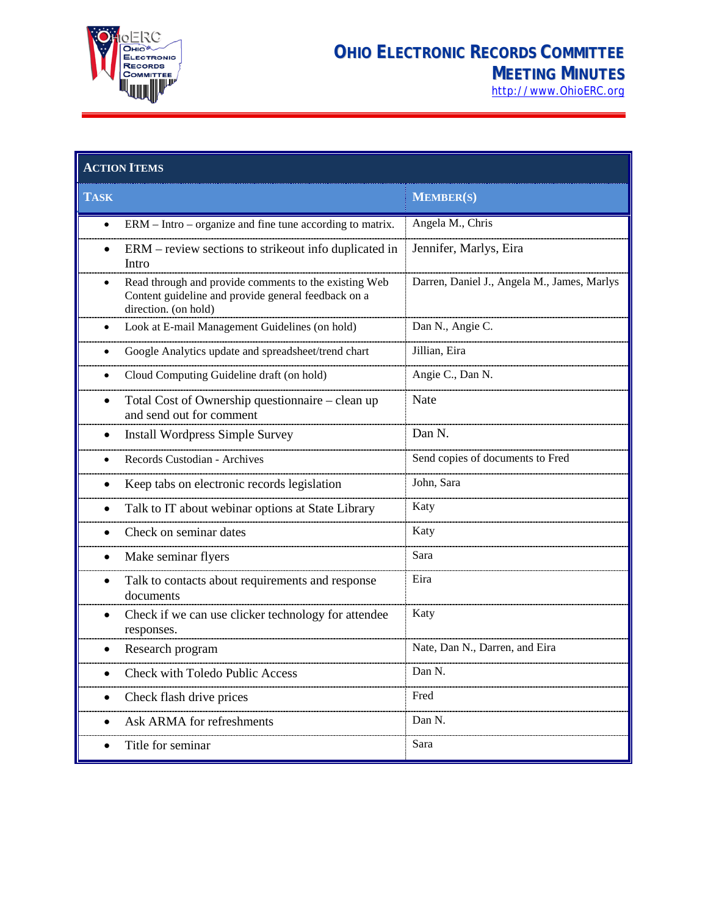## Action Items

| Task | Member(s) |
|---|---|
| ERM – Intro – organize and fine tune according to matrix. | Angela M., Chris |
| ERM – review sections to strikeout info duplicated in Intro | Jennifer, Marlys, Eira |
| Read through and provide comments to the existing Web Content guideline and provide general feedback on a direction. (on hold) | Darren, Daniel J., Angela M., James, Marlys |
| Look at E-mail Management Guidelines (on hold) | Dan N., Angie C. |
| Google Analytics update and spreadsheet/trend chart | Jillian, Eira |
| Cloud Computing Guideline draft (on hold) | Angie C., Dan N. |
| Total Cost of Ownership questionnaire – clean up and send out for comment | Nate |
| Install Wordpress Simple Survey | Dan N. |
| Records Custodian - Archives | Send copies of documents to Fred |
| Keep tabs on electronic records legislation | John, Sara |
| Talk to IT about webinar options at State Library | Katy |
| Check on seminar dates | Katy |
| Make seminar flyers | Sara |
| Talk to contacts about requirements and response documents | Eira |
| Check if we can use clicker technology for attendee responses. | Katy |
| Research program | Nate, Dan N., Darren, and Eira |
| Check with Toledo Public Access | Dan N. |
| Check flash drive prices | Fred |
| Ask ARMA for refreshments | Dan N. |
| Title for seminar | Sara |